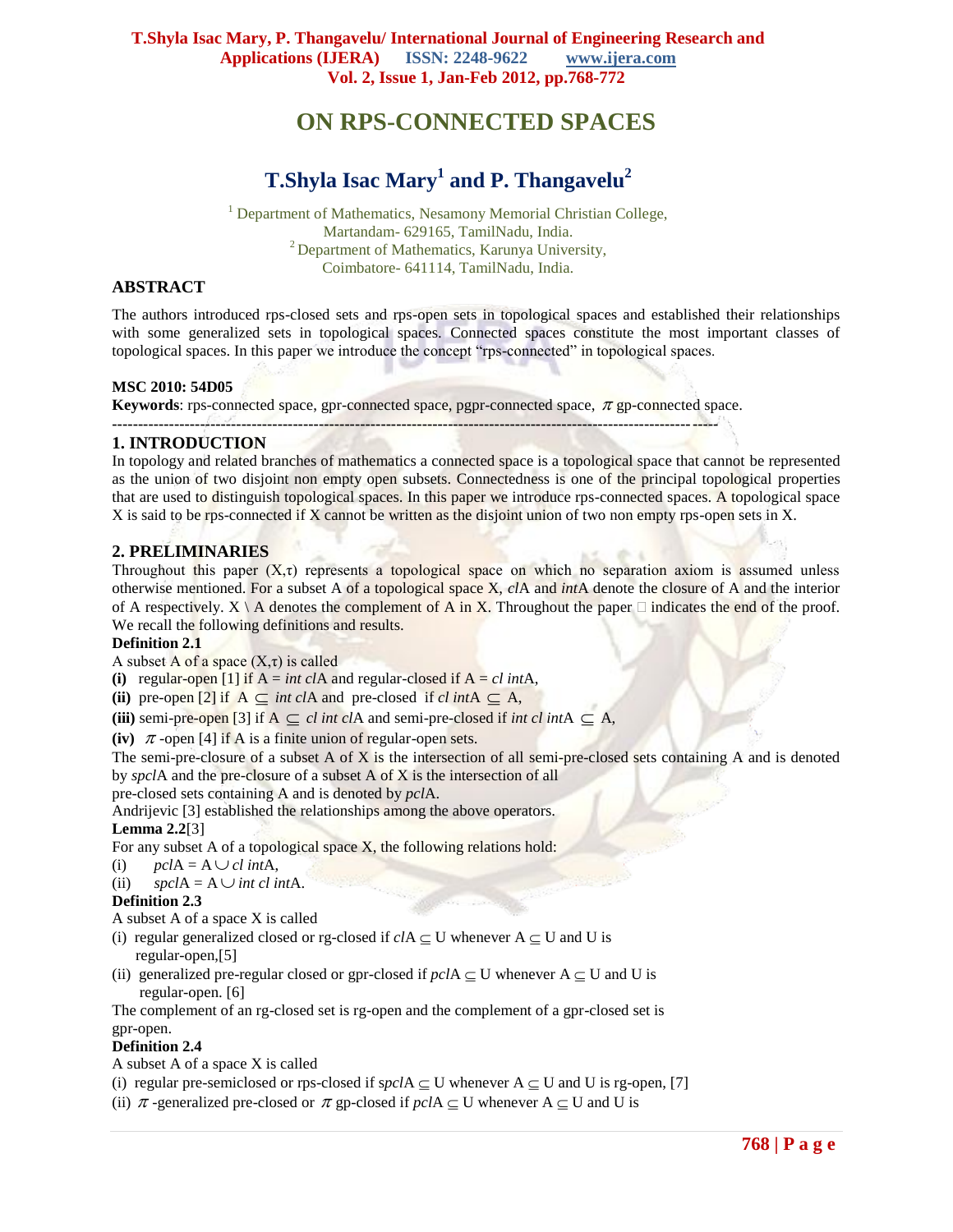# ON RPS-CONNECTED SPACES

## T.Shyla Isac Mary[1] and P. Thangavelu[2]

[1] Department of Mathematics, Nesamony Memorial Christian College, Martandam- 629165, TamilNadu, India.
[2] Department of Mathematics, Karunya University, Coimbatore- 641114, TamilNadu, India.

## ABSTRACT

The authors introduced rps-closed sets and rps-open sets in topological spaces and established their relationships with some generalized sets in topological spaces. Connected spaces constitute the most important classes of topological spaces. In this paper we introduce the concept "rps-connected" in topological spaces.

**MSC 2010: 54D05**

**Keywords**: rps-connected space, gpr-connected space, pgpr-connected space, $\pi$ gp-connected space.

---

## 1. INTRODUCTION

In topology and related branches of mathematics a connected space is a topological space that cannot be represented as the union of two disjoint non empty open subsets. Connectedness is one of the principal topological properties that are used to distinguish topological spaces. In this paper we introduce rps-connected spaces. A topological space X is said to be rps-connected if X cannot be written as the disjoint union of two non empty rps-open sets in X.

## 2. PRELIMINARIES

Throughout this paper $(X,\tau)$ represents a topological space on which no separation axiom is assumed unless otherwise mentioned. For a subset A of a topological space X, *cl*A and *int*A denote the closure of A and the interior of A respectively. X \ A denotes the complement of A in X. Throughout the paper □ indicates the end of the proof. We recall the following definitions and results.

**Definition 2.1**

A subset A of a space $(X,\tau)$ is called

**(i)** regular-open [1] if A = *int cl*A and regular-closed if A = *cl int*A,

**(ii)** pre-open [2] if A $\subseteq$ *int cl*A and pre-closed if *cl int*A $\subseteq$ A,

**(iii)** semi-pre-open [3] if A $\subseteq$ *cl int cl*A and semi-pre-closed if *int cl int*A $\subseteq$ A,

**(iv)** $\pi$ -open [4] if A is a finite union of regular-open sets.

The semi-pre-closure of a subset A of X is the intersection of all semi-pre-closed sets containing A and is denoted by *spcl*A and the pre-closure of a subset A of X is the intersection of all pre-closed sets containing A and is denoted by *pcl*A.

Andrijevic [3] established the relationships among the above operators.

**Lemma 2.2**[3]

For any subset A of a topological space X, the following relations hold:

(i) *pcl*A = A $\cup$ *cl int*A,

(ii) *spcl*A = A $\cup$ *int cl int*A.

**Definition 2.3**

A subset A of a space X is called

(i) regular generalized closed or rg-closed if *cl*A $\subseteq$ U whenever A $\subseteq$ U and U is regular-open,[5]

(ii) generalized pre-regular closed or gpr-closed if *pcl*A $\subseteq$ U whenever A $\subseteq$ U and U is regular-open. [6]

The complement of an rg-closed set is rg-open and the complement of a gpr-closed set is gpr-open.

**Definition 2.4**

A subset A of a space X is called

(i) regular pre-semiclosed or rps-closed if *spcl*A $\subseteq$ U whenever A $\subseteq$ U and U is rg-open, [7]

(ii) $\pi$ -generalized pre-closed or $\pi$ gp-closed if *pcl*A $\subseteq$ U whenever A $\subseteq$ U and U is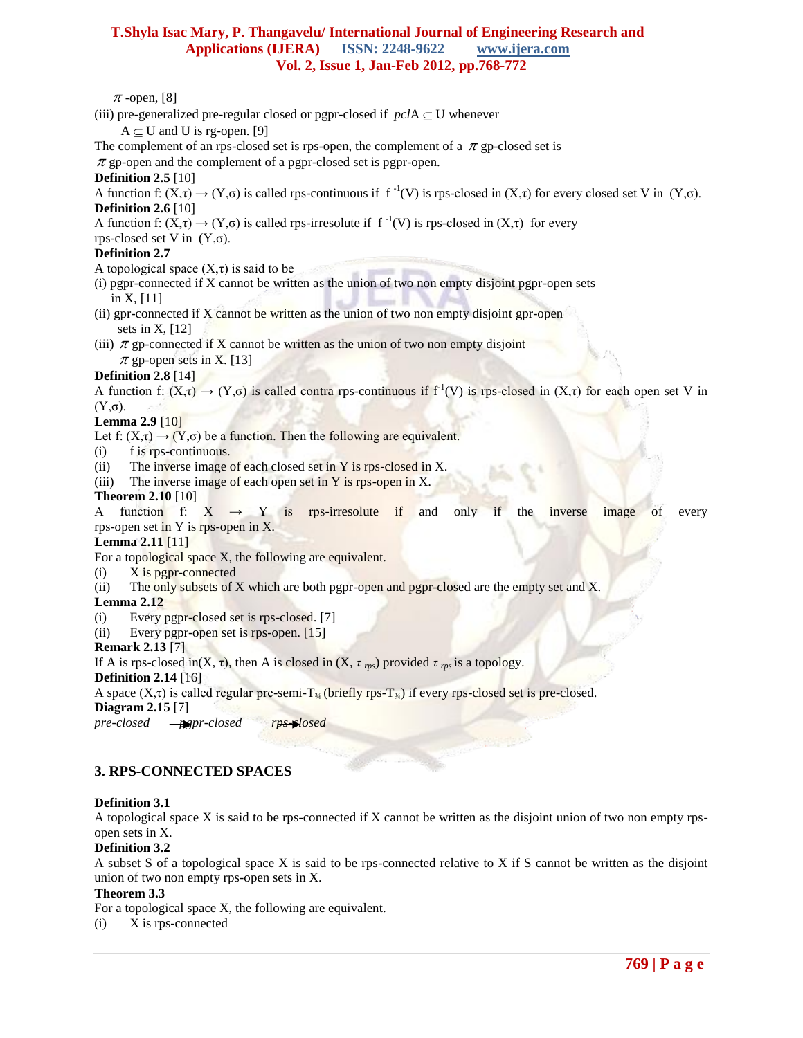$\pi$-open, [8]

(iii) pre-generalized pre-regular closed or pgpr-closed if $pcl A \subseteq U$ whenever $A \subseteq U$ and U is rg-open. [9]

The complement of an rps-closed set is rps-open, the complement of a $\pi$gp-closed set is $\pi$gp-open and the complement of a pgpr-closed set is pgpr-open.

**Definition 2.5** [10]

A function f: $(X,\tau) \to (Y,\sigma)$ is called rps-continuous if $f^{-1}(V)$ is rps-closed in $(X,\tau)$ for every closed set V in $(Y,\sigma)$.

**Definition 2.6** [10]

A function f: $(X,\tau) \to (Y,\sigma)$ is called rps-irresolute if $f^{-1}(V)$ is rps-closed in $(X,\tau)$ for every rps-closed set V in $(Y,\sigma)$.

**Definition 2.7**

A topological space $(X,\tau)$ is said to be

(i) pgpr-connected if X cannot be written as the union of two non empty disjoint pgpr-open sets in X, [11]

(ii) gpr-connected if X cannot be written as the union of two non empty disjoint gpr-open sets in X, [12]

(iii) $\pi$gp-connected if X cannot be written as the union of two non empty disjoint $\pi$gp-open sets in X. [13]

**Definition 2.8** [14]

A function f: $(X,\tau) \to (Y,\sigma)$ is called contra rps-continuous if $f^{-1}(V)$ is rps-closed in $(X,\tau)$ for each open set V in $(Y,\sigma)$.

**Lemma 2.9** [10]

Let f: $(X,\tau) \to (Y,\sigma)$ be a function. Then the following are equivalent.

(i) f is rps-continuous.

(ii) The inverse image of each closed set in Y is rps-closed in X.

(iii) The inverse image of each open set in Y is rps-open in X.

**Theorem 2.10** [10]

A function f: X $\to$ Y is rps-irresolute if and only if the inverse image of every rps-open set in Y is rps-open in X.

**Lemma 2.11** [11]

For a topological space X, the following are equivalent.

(i) X is pgpr-connected

(ii) The only subsets of X which are both pgpr-open and pgpr-closed are the empty set and X.

**Lemma 2.12**

(i) Every pgpr-closed set is rps-closed. [7]

(ii) Every pgpr-open set is rps-open. [15]

**Remark 2.13** [7]

If A is rps-closed in$(X, \tau)$, then A is closed in $(X, \tau_{rps})$ provided $\tau_{rps}$ is a topology.

**Definition 2.14** [16]

A space $(X,\tau)$ is called regular pre-semi-$T_{3/4}$ (briefly rps-$T_{3/4}$) if every rps-closed set is pre-closed.

**Diagram 2.15** [7]

*pre-closed* $\longrightarrow$ *pgpr-closed* $\longrightarrow$ *rps-closed*

## 3. RPS-CONNECTED SPACES

**Definition 3.1**

A topological space X is said to be rps-connected if X cannot be written as the disjoint union of two non empty rps-open sets in X.

**Definition 3.2**

A subset S of a topological space X is said to be rps-connected relative to X if S cannot be written as the disjoint union of two non empty rps-open sets in X.

**Theorem 3.3**

For a topological space X, the following are equivalent.

(i) X is rps-connected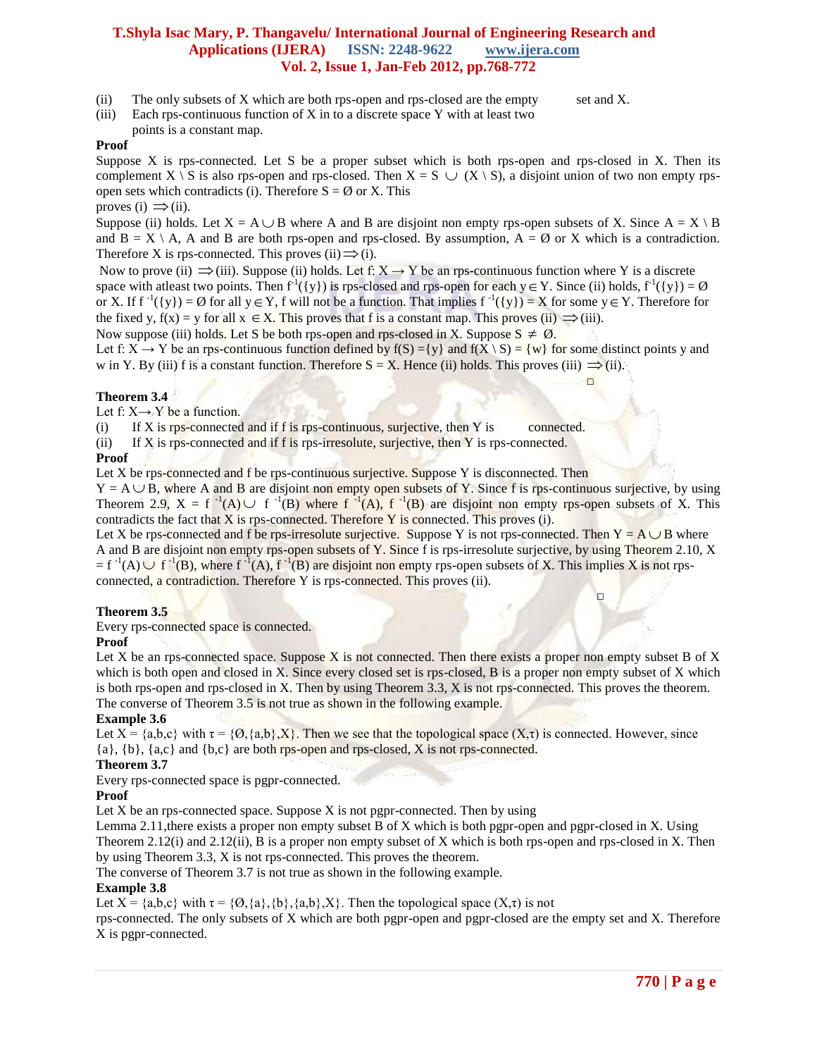(ii) The only subsets of X which are both rps-open and rps-closed are the empty set and X.

(iii) Each rps-continuous function of X in to a discrete space Y with at least two points is a constant map.

**Proof**

Suppose X is rps-connected. Let S be a proper subset which is both rps-open and rps-closed in X. Then its complement $X \setminus S$ is also rps-open and rps-closed. Then $X = S \cup (X \setminus S)$, a disjoint union of two non empty rps-open sets which contradicts (i). Therefore $S = \emptyset$ or X. This proves (i) $\Rightarrow$ (ii).

Suppose (ii) holds. Let $X = A \cup B$ where A and B are disjoint non empty rps-open subsets of X. Since $A = X \setminus B$ and $B = X \setminus A$, A and B are both rps-open and rps-closed. By assumption, $A = \emptyset$ or X which is a contradiction. Therefore X is rps-connected. This proves (ii) $\Rightarrow$ (i).

Now to prove (ii) $\Rightarrow$ (iii). Suppose (ii) holds. Let f: $X \rightarrow Y$ be an rps-continuous function where Y is a discrete space with atleast two points. Then $f^{-1}(\{y\})$ is rps-closed and rps-open for each $y \in Y$. Since (ii) holds, $f^{-1}(\{y\}) = \emptyset$ or X. If $f^{-1}(\{y\}) = \emptyset$ for all $y \in Y$, f will not be a function. That implies $f^{-1}(\{y\}) = X$ for some $y \in Y$. Therefore for the fixed y, $f(x) = y$ for all $x \in X$. This proves that f is a constant map. This proves (ii) $\Rightarrow$ (iii).

Now suppose (iii) holds. Let S be both rps-open and rps-closed in X. Suppose $S \neq \emptyset$.

Let f: $X \rightarrow Y$ be an rps-continuous function defined by $f(S) = \{y\}$ and $f(X \setminus S) = \{w\}$ for some distinct points y and w in Y. By (iii) f is a constant function. Therefore $S = X$. Hence (ii) holds. This proves (iii) $\Rightarrow$ (ii).

□

**Theorem 3.4**

Let f: $X \rightarrow Y$ be a function.

(i) If X is rps-connected and if f is rps-continuous, surjective, then Y is connected.

(ii) If X is rps-connected and if f is rps-irresolute, surjective, then Y is rps-connected.

**Proof**

Let X be rps-connected and f be rps-continuous surjective. Suppose Y is disconnected. Then $Y = A \cup B$, where A and B are disjoint non empty open subsets of Y. Since f is rps-continuous surjective, by using Theorem 2.9, $X = f^{-1}(A) \cup f^{-1}(B)$ where $f^{-1}(A)$, $f^{-1}(B)$ are disjoint non empty rps-open subsets of X. This contradicts the fact that X is rps-connected. Therefore Y is connected. This proves (i).

Let X be rps-connected and f be rps-irresolute surjective. Suppose Y is not rps-connected. Then $Y = A \cup B$ where A and B are disjoint non empty rps-open subsets of Y. Since f is rps-irresolute surjective, by using Theorem 2.10, $X = f^{-1}(A) \cup f^{-1}(B)$, where $f^{-1}(A)$, $f^{-1}(B)$ are disjoint non empty rps-open subsets of X. This implies X is not rps-connected, a contradiction. Therefore Y is rps-connected. This proves (ii).

□

**Theorem 3.5**

Every rps-connected space is connected.

**Proof**

Let X be an rps-connected space. Suppose X is not connected. Then there exists a proper non empty subset B of X which is both open and closed in X. Since every closed set is rps-closed, B is a proper non empty subset of X which is both rps-open and rps-closed in X. Then by using Theorem 3.3, X is not rps-connected. This proves the theorem.

The converse of Theorem 3.5 is not true as shown in the following example.

**Example 3.6**

Let $X = \{a,b,c\}$ with $\tau = \{\emptyset,\{a,b\},X\}$. Then we see that the topological space $(X,\tau)$ is connected. However, since $\{a\}$, $\{b\}$, $\{a,c\}$ and $\{b,c\}$ are both rps-open and rps-closed, X is not rps-connected.

**Theorem 3.7**

Every rps-connected space is pgpr-connected.

**Proof**

Let X be an rps-connected space. Suppose X is not pgpr-connected. Then by using Lemma 2.11,there exists a proper non empty subset B of X which is both pgpr-open and pgpr-closed in X. Using Theorem 2.12(i) and 2.12(ii), B is a proper non empty subset of X which is both rps-open and rps-closed in X. Then by using Theorem 3.3, X is not rps-connected. This proves the theorem.

The converse of Theorem 3.7 is not true as shown in the following example.

**Example 3.8**

Let $X = \{a,b,c\}$ with $\tau = \{\emptyset,\{a\},\{b\},\{a,b\},X\}$. Then the topological space $(X,\tau)$ is not rps-connected. The only subsets of X which are both pgpr-open and pgpr-closed are the empty set and X. Therefore X is pgpr-connected.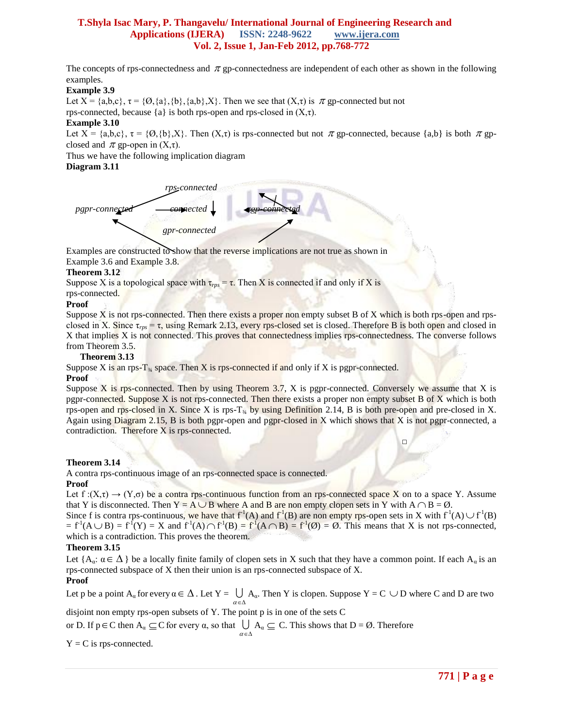The concepts of rps-connectedness and $\pi$ gp-connectedness are independent of each other as shown in the following examples.

**Example 3.9**

Let X = {a,b,c}, τ = {Ø,{a},{b},{a,b},X}. Then we see that (X,τ) is $\pi$ gp-connected but not rps-connected, because {a} is both rps-open and rps-closed in (X,τ).

**Example 3.10**

Let X = {a,b,c}, τ = {Ø,{b},X}. Then (X,τ) is rps-connected but not $\pi$ gp-connected, because {a,b} is both $\pi$ gp-closed and $\pi$ gp-open in (X,τ).

Thus we have the following implication diagram

**Diagram 3.11**

*rps-connected*

*pgpr-connected* ← *connected* ↓ *πgp-connected*

*gpr-connected*

Examples are constructed to show that the reverse implications are not true as shown in Example 3.6 and Example 3.8.

**Theorem 3.12**

Suppose X is a topological space with $\tau_{rps} = \tau$. Then X is connected if and only if X is rps-connected.

**Proof**

Suppose X is not rps-connected. Then there exists a proper non empty subset B of X which is both rps-open and rps-closed in X. Since $\tau_{rps} = \tau$, using Remark 2.13, every rps-closed set is closed. Therefore B is both open and closed in X that implies X is not connected. This proves that connectedness implies rps-connectedness. The converse follows from Theorem 3.5.

**Theorem 3.13**

Suppose X is an rps-$T_{3/4}$ space. Then X is rps-connected if and only if X is pgpr-connected.

**Proof**

Suppose X is rps-connected. Then by using Theorem 3.7, X is pgpr-connected. Conversely we assume that X is pgpr-connected. Suppose X is not rps-connected. Then there exists a proper non empty subset B of X which is both rps-open and rps-closed in X. Since X is rps-$T_{3/4}$ by using Definition 2.14, B is both pre-open and pre-closed in X. Again using Diagram 2.15, B is both pgpr-open and pgpr-closed in X which shows that X is not pgpr-connected, a contradiction. Therefore X is rps-connected.

□

**Theorem 3.14**

A contra rps-continuous image of an rps-connected space is connected.

**Proof**

Let f :(X,τ) → (Y,σ) be a contra rps-continuous function from an rps-connected space X on to a space Y. Assume that Y is disconnected. Then Y = A ∪ B where A and B are non empty clopen sets in Y with A ∩ B = Ø.
Since f is contra rps-continuous, we have that $f^{-1}(A)$ and $f^{-1}(B)$ are non empty rps-open sets in X with $f^{-1}(A) \cup f^{-1}(B) = f^{-1}(A \cup B) = f^{-1}(Y) = X$ and $f^{-1}(A) \cap f^{-1}(B) = f^{-1}(A \cap B) = f^{-1}(Ø) = Ø$. This means that X is not rps-connected, which is a contradiction. This proves the theorem.

**Theorem 3.15**

Let $\{A_\alpha : \alpha \in \Delta\}$ be a locally finite family of clopen sets in X such that they have a common point. If each $A_\alpha$ is an rps-connected subspace of X then their union is an rps-connected subspace of X.

**Proof**

Let p be a point $A_\alpha$ for every $\alpha \in \Delta$. Let $Y = \bigcup_{\alpha \in \Delta} A_\alpha$. Then Y is clopen. Suppose Y = C ∪ D where C and D are two disjoint non empty rps-open subsets of Y. The point p is in one of the sets C or D. If p ∈ C then $A_\alpha \subseteq C$ for every α, so that $\bigcup_{\alpha \in \Delta} A_\alpha \subseteq C$. This shows that D = Ø. Therefore Y = C is rps-connected.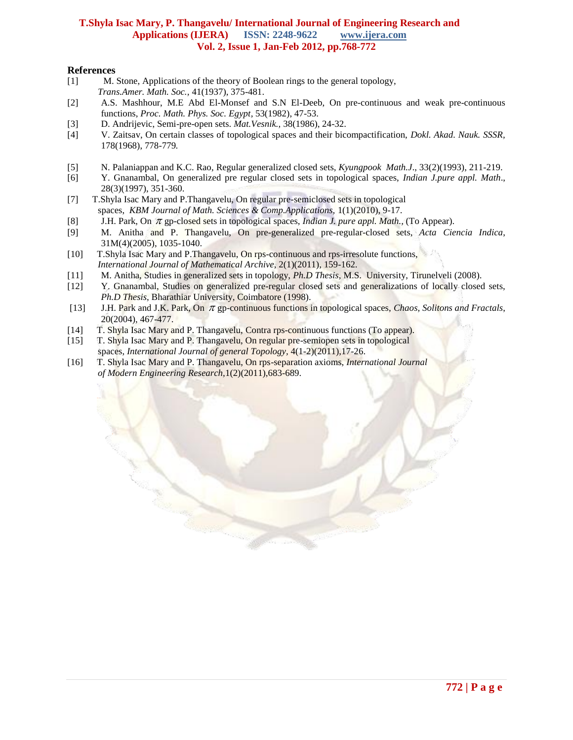## References

[1] M. Stone, Applications of the theory of Boolean rings to the general topology, *Trans.Amer. Math. Soc.*, 41(1937), 375-481.

[2] A.S. Mashhour, M.E Abd El-Monsef and S.N El-Deeb, On pre-continuous and weak pre-continuous functions, *Proc. Math. Phys. Soc. Egypt*, 53(1982), 47-53.

[3] D. Andrijevic, Semi-pre-open sets. *Mat.Vesnik.,* 38(1986), 24-32.

[4] V. Zaitsav, On certain classes of topological spaces and their bicompactification, *Dokl. Akad. Nauk. SSSR*, 178(1968), 778-779.

[5] N. Palaniappan and K.C. Rao, Regular generalized closed sets, *Kyungpook Math.J*., 33(2)(1993), 211-219.

[6] Y. Gnanambal, On generalized pre regular closed sets in topological spaces, *Indian J.pure appl. Math*., 28(3)(1997), 351-360.

[7] T.Shyla Isac Mary and P.Thangavelu, On regular pre-semiclosed sets in topological spaces, *KBM Journal of Math. Sciences & Comp.Applications,* 1(1)(2010), 9-17.

[8] J.H. Park, On $\pi$ gp-closed sets in topological spaces, *Indian J. pure appl. Math.*, (To Appear).

[9] M. Anitha and P. Thangavelu, On pre-generalized pre-regular-closed sets, *Acta Ciencia Indica*, 31M(4)(2005), 1035-1040.

[10] T.Shyla Isac Mary and P.Thangavelu, On rps-continuous and rps-irresolute functions, *International Journal of Mathematical Archive,* 2(1)(2011), 159-162.

[11] M. Anitha, Studies in generalized sets in topology, *Ph.D Thesis,* M.S. University, Tirunelveli (2008).

[12] Y. Gnanambal, Studies on generalized pre-regular closed sets and generalizations of locally closed sets, *Ph.D Thesis*, Bharathiar University, Coimbatore (1998).

[13] J.H. Park and J.K. Park, On $\pi$ gp-continuous functions in topological spaces, *Chaos, Solitons and Fractals*, 20(2004), 467-477.

[14] T. Shyla Isac Mary and P. Thangavelu, Contra rps-continuous functions (To appear).

[15] T. Shyla Isac Mary and P. Thangavelu, On regular pre-semiopen sets in topological spaces, *International Journal of general Topology*, 4(1-2)(2011),17-26.

[16] T. Shyla Isac Mary and P. Thangavelu, On rps-separation axioms, *International Journal of Modern Engineering Research*,1(2)(2011),683-689.